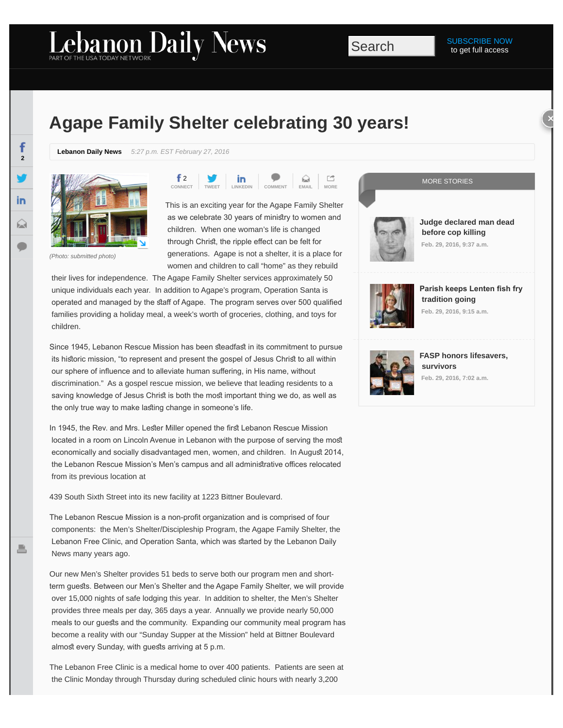# Agape Family Shelter celebrating 30 years!

**Lebanon Daily News** *5:27 p.m. EST February 27, 2016*

(Photo: submitted photo)

This is an exciting year for the Agape Family Shelter as we celebrate 30 years of ministry to women and children. When one woman's life is changed through Christ, the ripple effect can be felt for generations. Agape is not a shelter, it is a place for women and children to call "home" as they rebuild their lives for independence. The Agape Family Shelter services approximately 50 unique individuals each year. In addition to Agape's program, Operation Santa is operated and managed by the staff of Agape. The program serves over 500 qualified families providing a holiday meal, a week's worth of groceries, clothing, and toys for children.

Since 1945, Lebanon Rescue Mission has been steadfast in its commitment to pursue its historic mission, "to represent and present the gospel of Jesus Christ to all within our sphere of influence and to alleviate human suffering, in His name, without discrimination." As a gospel rescue mission, we believe that leading residents to a saving knowledge of Jesus Christ is both the most important thing we do, as well as the only true way to make lasting change in someone's life.

In 1945, the Rev. and Mrs. Lester Miller opened the first Lebanon Rescue Mission located in a room on Lincoln Avenue in Lebanon with the purpose of serving the most economically and socially disadvantaged men, women, and children. In August 2014, the Lebanon Rescue Mission's Men's campus and all administrative offices relocated from its previous location at

439 South Sixth Street into its new facility at 1223 Bittner Boulevard.

The Lebanon Rescue Mission is a non-profit organization and is comprised of four components: the Men's Shelter/Discipleship Program, the Agape Family Shelter, the Lebanon Free Clinic, and Operation Santa, which was started by the Lebanon Daily News many years ago.

Our new Men's Shelter provides 51 beds to serve both our program men and short-term guests. Between our Men's Shelter and the Agape Family Shelter, we will provide over 15,000 nights of safe lodging this year. In addition to shelter, the Men's Shelter provides three meals per day, 365 days a year. Annually we provide nearly 50,000 meals to our guests and the community. Expanding our community meal program has become a reality with our "Sunday Supper at the Mission" held at Bittner Boulevard almost every Sunday, with guests arriving at 5 p.m.

The Lebanon Free Clinic is a medical home to over 400 patients. Patients are seen at the Clinic Monday through Thursday during scheduled clinic hours with nearly 3,200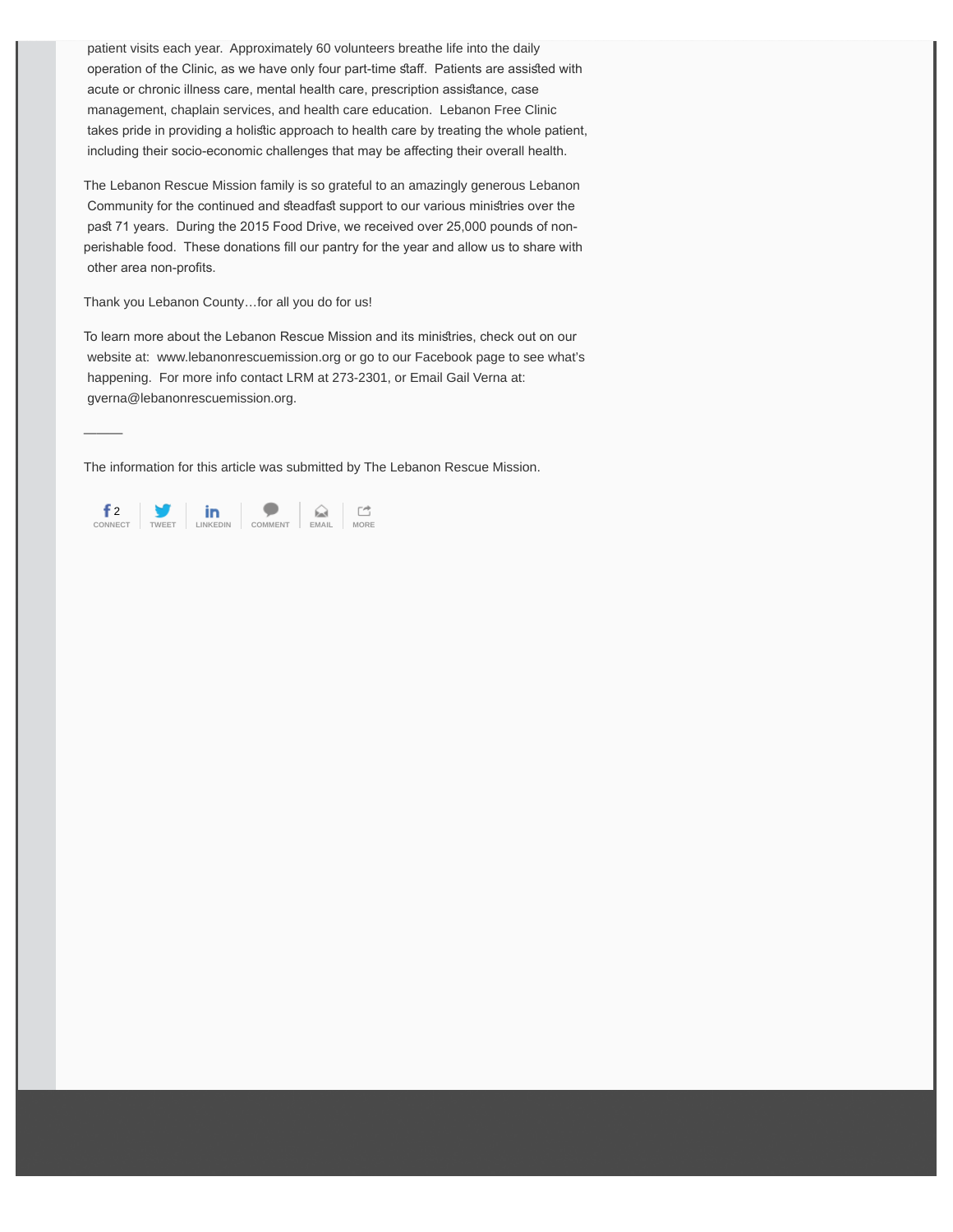patient visits each year. Approximately 60 volunteers breathe life into the daily operation of the Clinic, as we have only four part-time staff. Patients are assisted with acute or chronic illness care, mental health care, prescription assistance, case management, chaplain services, and health care education. Lebanon Free Clinic takes pride in providing a holistic approach to health care by treating the whole patient, including their socio-economic challenges that may be affecting their overall health.

The Lebanon Rescue Mission family is so grateful to an amazingly generous Lebanon Community for the continued and steadfast support to our various ministries over the past 71 years. During the 2015 Food Drive, we received over 25,000 pounds of non-perishable food. These donations fill our pantry for the year and allow us to share with other area non-profits.

Thank you Lebanon County…for all you do for us!

To learn more about the Lebanon Rescue Mission and its ministries, check out on our website at: www.lebanonrescuemission.org or go to our Facebook page to see what's happening. For more info contact LRM at 273-2301, or Email Gail Verna at: gverna@lebanonrescuemission.org.

———

The information for this article was submitted by The Lebanon Rescue Mission.

2 CONNECT | TWEET | LINKEDIN | COMMENT | EMAIL | MORE